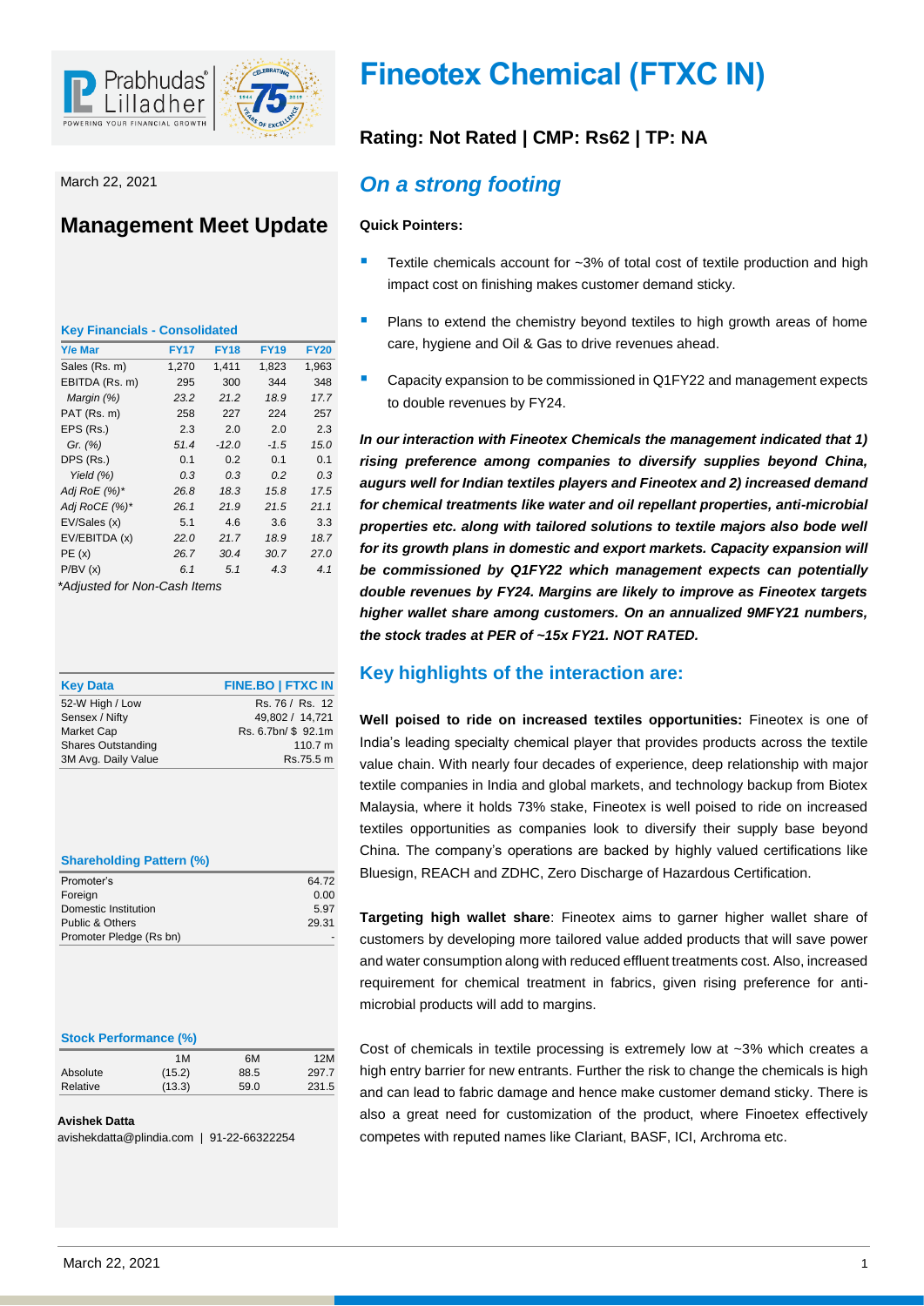# Fineotex Chemical (FTXC IN)

March 22, 2021

## Management Meet Update

**Rating: Not Rated | CMP: Rs62 | TP: NA**

## *On a strong footing*

**Quick Pointers:**

- Textile chemicals account for ~3% of total cost of textile production and high impact cost on finishing makes customer demand sticky.
- Plans to extend the chemistry beyond textiles to high growth areas of home care, hygiene and Oil & Gas to drive revenues ahead.
- Capacity expansion to be commissioned in Q1FY22 and management expects to double revenues by FY24.

***In our interaction with Fineotex Chemicals the management indicated that 1) rising preference among companies to diversify supplies beyond China, augurs well for Indian textiles players and Fineotex and 2) increased demand for chemical treatments like water and oil repellant properties, anti-microbial properties etc. along with tailored solutions to textile majors also bode well for its growth plans in domestic and export markets. Capacity expansion will be commissioned by Q1FY22 which management expects can potentially double revenues by FY24. Margins are likely to improve as Fineotex targets higher wallet share among customers. On an annualized 9MFY21 numbers, the stock trades at PER of ~15x FY21. NOT RATED.***

**Key Financials - Consolidated**

| Y/e Mar | FY17 | FY18 | FY19 | FY20 |
|---|---|---|---|---|
| Sales (Rs. m) | 1,270 | 1,411 | 1,823 | 1,963 |
| EBITDA (Rs. m) | 295 | 300 | 344 | 348 |
| *Margin (%)* | *23.2* | *21.2* | *18.9* | *17.7* |
| PAT (Rs. m) | 258 | 227 | 224 | 257 |
| EPS (Rs.) | 2.3 | 2.0 | 2.0 | 2.3 |
| *Gr. (%)* | *51.4* | *-12.0* | *-1.5* | *15.0* |
| DPS (Rs.) | 0.1 | 0.2 | 0.1 | 0.1 |
| *Yield (%)* | *0.3* | *0.3* | *0.2* | *0.3* |
| *Adj RoE (%)** | *26.8* | *18.3* | *15.8* | *17.5* |
| *Adj RoCE (%)** | *26.1* | *21.9* | *21.5* | *21.1* |
| EV/Sales (x) | 5.1 | 4.6 | 3.6 | 3.3 |
| EV/EBITDA (x) | *22.0* | *21.7* | *18.9* | *18.7* |
| PE (x) | *26.7* | *30.4* | *30.7* | *27.0* |
| P/BV (x) | *6.1* | *5.1* | *4.3* | *4.1* |

*\*Adjusted for Non-Cash Items*

| Key Data | FINE.BO \| FTXC IN |
|---|---|
| 52-W High / Low | Rs. 76 / Rs. 12 |
| Sensex / Nifty | 49,802 / 14,721 |
| Market Cap | Rs. 6.7bn/ $ 92.1m |
| Shares Outstanding | 110.7 m |
| 3M Avg. Daily Value | Rs.75.5 m |

**Shareholding Pattern (%)**

| | |
|---|---|
| Promoter's | 64.72 |
| Foreign | 0.00 |
| Domestic Institution | 5.97 |
| Public & Others | 29.31 |
| Promoter Pledge (Rs bn) | - |

**Stock Performance (%)**

| | 1M | 6M | 12M |
|---|---|---|---|
| Absolute | (15.2) | 88.5 | 297.7 |
| Relative | (13.3) | 59.0 | 231.5 |

**Avishek Datta**
avishekdatta@plindia.com | 91-22-66322254

## Key highlights of the interaction are:

**Well poised to ride on increased textiles opportunities:** Fineotex is one of India's leading specialty chemical player that provides products across the textile value chain. With nearly four decades of experience, deep relationship with major textile companies in India and global markets, and technology backup from Biotex Malaysia, where it holds 73% stake, Fineotex is well poised to ride on increased textiles opportunities as companies look to diversify their supply base beyond China. The company's operations are backed by highly valued certifications like Bluesign, REACH and ZDHC, Zero Discharge of Hazardous Certification.

**Targeting high wallet share**: Fineotex aims to garner higher wallet share of customers by developing more tailored value added products that will save power and water consumption along with reduced effluent treatments cost. Also, increased requirement for chemical treatment in fabrics, given rising preference for anti-microbial products will add to margins.

Cost of chemicals in textile processing is extremely low at ~3% which creates a high entry barrier for new entrants. Further the risk to change the chemicals is high and can lead to fabric damage and hence make customer demand sticky. There is also a great need for customization of the product, where Finoetex effectively competes with reputed names like Clariant, BASF, ICI, Archroma etc.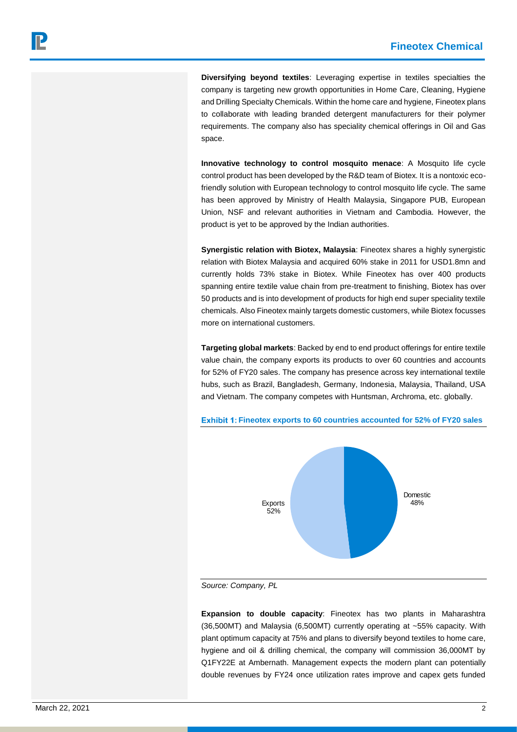**Diversifying beyond textiles**: Leveraging expertise in textiles specialties the company is targeting new growth opportunities in Home Care, Cleaning, Hygiene and Drilling Specialty Chemicals. Within the home care and hygiene, Fineotex plans to collaborate with leading branded detergent manufacturers for their polymer requirements. The company also has speciality chemical offerings in Oil and Gas space.

**Innovative technology to control mosquito menace**: A Mosquito life cycle control product has been developed by the R&D team of Biotex. It is a nontoxic eco-friendly solution with European technology to control mosquito life cycle. The same has been approved by Ministry of Health Malaysia, Singapore PUB, European Union, NSF and relevant authorities in Vietnam and Cambodia. However, the product is yet to be approved by the Indian authorities.

**Synergistic relation with Biotex, Malaysia**: Fineotex shares a highly synergistic relation with Biotex Malaysia and acquired 60% stake in 2011 for USD1.8mn and currently holds 73% stake in Biotex. While Fineotex has over 400 products spanning entire textile value chain from pre-treatment to finishing, Biotex has over 50 products and is into development of products for high end super speciality textile chemicals. Also Fineotex mainly targets domestic customers, while Biotex focusses more on international customers.

**Targeting global markets**: Backed by end to end product offerings for entire textile value chain, the company exports its products to over 60 countries and accounts for 52% of FY20 sales. The company has presence across key international textile hubs, such as Brazil, Bangladesh, Germany, Indonesia, Malaysia, Thailand, USA and Vietnam. The company competes with Huntsman, Archroma, etc. globally.

**Exhibit 1: Fineotex exports to 60 countries accounted for 52% of FY20 sales**

| Segment | Share |
|---|---|
| Exports | 52% |
| Domestic | 48% |

*Source: Company, PL*

**Expansion to double capacity**: Fineotex has two plants in Maharashtra (36,500MT) and Malaysia (6,500MT) currently operating at ~55% capacity. With plant optimum capacity at 75% and plans to diversify beyond textiles to home care, hygiene and oil & drilling chemical, the company will commission 36,000MT by Q1FY22E at Ambernath. Management expects the modern plant can potentially double revenues by FY24 once utilization rates improve and capex gets funded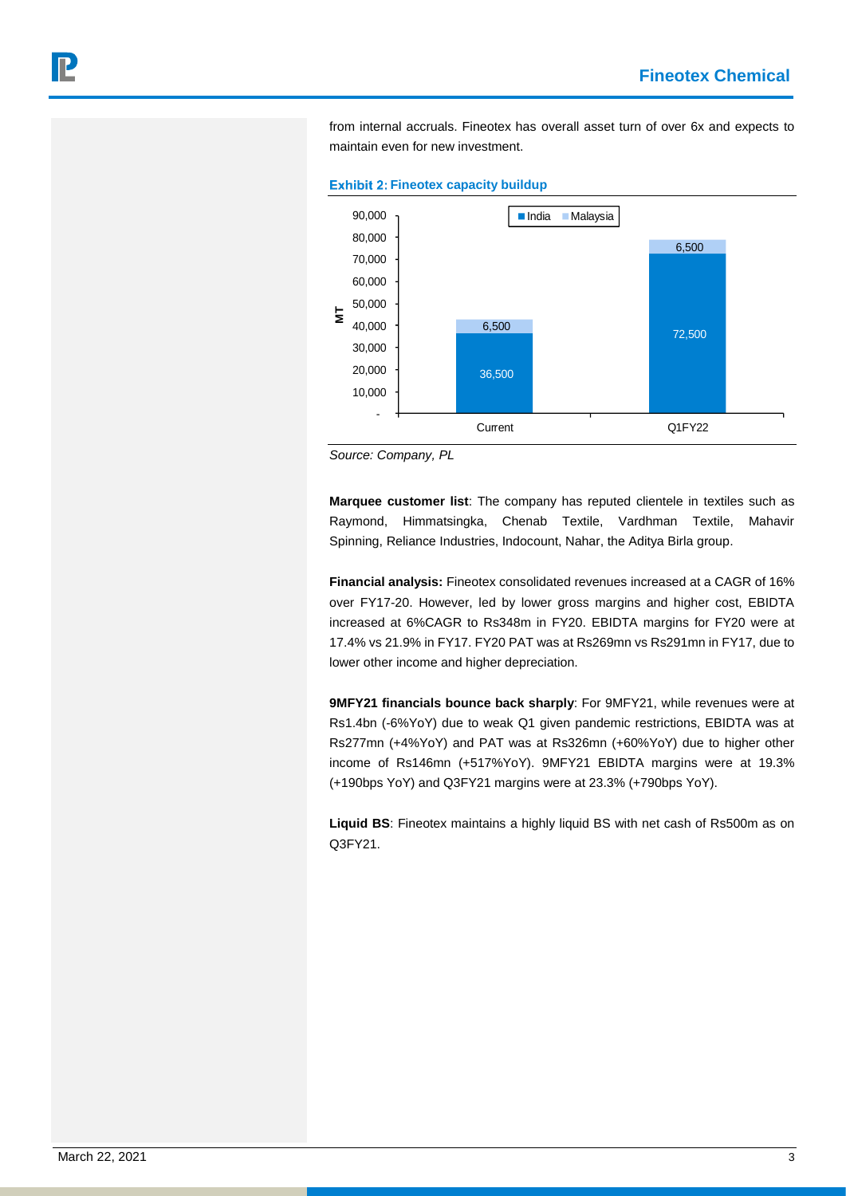from internal accruals. Fineotex has overall asset turn of over 6x and expects to maintain even for new investment.

**Exhibit 2: Fineotex capacity buildup**

| MT | India | Malaysia |
|---|---|---|
| Current | 36,500 | 6,500 |
| Q1FY22 | 72,500 | 6,500 |

*Source: Company, PL*

**Marquee customer list**: The company has reputed clientele in textiles such as Raymond, Himmatsingka, Chenab Textile, Vardhman Textile, Mahavir Spinning, Reliance Industries, Indocount, Nahar, the Aditya Birla group.

**Financial analysis:** Fineotex consolidated revenues increased at a CAGR of 16% over FY17-20. However, led by lower gross margins and higher cost, EBIDTA increased at 6%CAGR to Rs348m in FY20. EBIDTA margins for FY20 were at 17.4% vs 21.9% in FY17. FY20 PAT was at Rs269mn vs Rs291mn in FY17, due to lower other income and higher depreciation.

**9MFY21 financials bounce back sharply**: For 9MFY21, while revenues were at Rs1.4bn (-6%YoY) due to weak Q1 given pandemic restrictions, EBIDTA was at Rs277mn (+4%YoY) and PAT was at Rs326mn (+60%YoY) due to higher other income of Rs146mn (+517%YoY). 9MFY21 EBIDTA margins were at 19.3% (+190bps YoY) and Q3FY21 margins were at 23.3% (+790bps YoY).

**Liquid BS**: Fineotex maintains a highly liquid BS with net cash of Rs500m as on Q3FY21.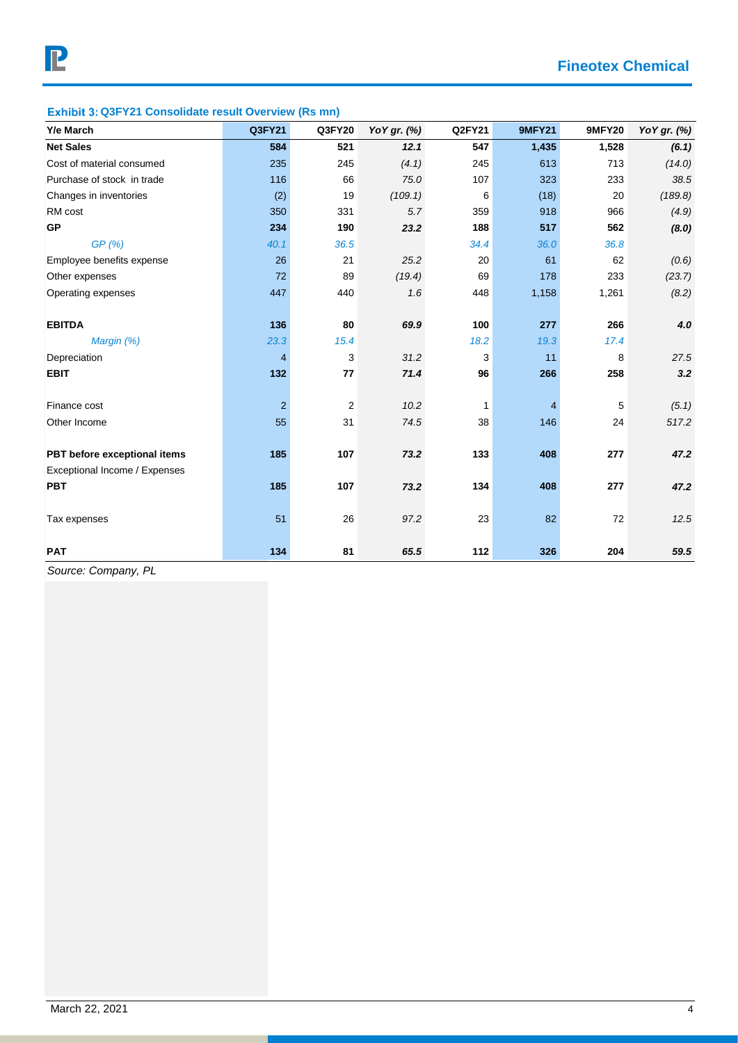**Exhibit 3: Q3FY21 Consolidate result Overview (Rs mn)**

| Y/e March | Q3FY21 | Q3FY20 | YoY gr. (%) | Q2FY21 | 9MFY21 | 9MFY20 | YoY gr. (%) |
|---|---|---|---|---|---|---|---|
| **Net Sales** | **584** | **521** | ***12.1*** | **547** | **1,435** | **1,528** | ***(6.1)*** |
| Cost of material consumed | 235 | 245 | *(4.1)* | 245 | 613 | 713 | *(14.0)* |
| Purchase of stock in trade | 116 | 66 | *75.0* | 107 | 323 | 233 | *38.5* |
| Changes in inventories | (2) | 19 | *(109.1)* | 6 | (18) | 20 | *(189.8)* |
| RM cost | 350 | 331 | *5.7* | 359 | 918 | 966 | *(4.9)* |
| **GP** | **234** | **190** | ***23.2*** | **188** | **517** | **562** | ***(8.0)*** |
| *GP (%)* | *40.1* | *36.5* | | *34.4* | *36.0* | *36.8* | |
| Employee benefits expense | 26 | 21 | *25.2* | 20 | 61 | 62 | *(0.6)* |
| Other expenses | 72 | 89 | *(19.4)* | 69 | 178 | 233 | *(23.7)* |
| Operating expenses | 447 | 440 | *1.6* | 448 | 1,158 | 1,261 | *(8.2)* |
| | | | | | | | |
| **EBITDA** | **136** | **80** | ***69.9*** | **100** | **277** | **266** | ***4.0*** |
| *Margin (%)* | *23.3* | *15.4* | | *18.2* | *19.3* | *17.4* | |
| Depreciation | 4 | 3 | *31.2* | 3 | 11 | 8 | *27.5* |
| **EBIT** | **132** | **77** | ***71.4*** | **96** | **266** | **258** | ***3.2*** |
| | | | | | | | |
| Finance cost | 2 | 2 | *10.2* | 1 | 4 | 5 | *(5.1)* |
| Other Income | 55 | 31 | *74.5* | 38 | 146 | 24 | *517.2* |
| | | | | | | | |
| **PBT before exceptional items** | **185** | **107** | ***73.2*** | **133** | **408** | **277** | ***47.2*** |
| Exceptional Income / Expenses | | | | | | | |
| **PBT** | **185** | **107** | ***73.2*** | **134** | **408** | **277** | ***47.2*** |
| | | | | | | | |
| Tax expenses | 51 | 26 | *97.2* | 23 | 82 | 72 | *12.5* |
| | | | | | | | |
| **PAT** | **134** | **81** | ***65.5*** | **112** | **326** | **204** | ***59.5*** |

*Source: Company, PL*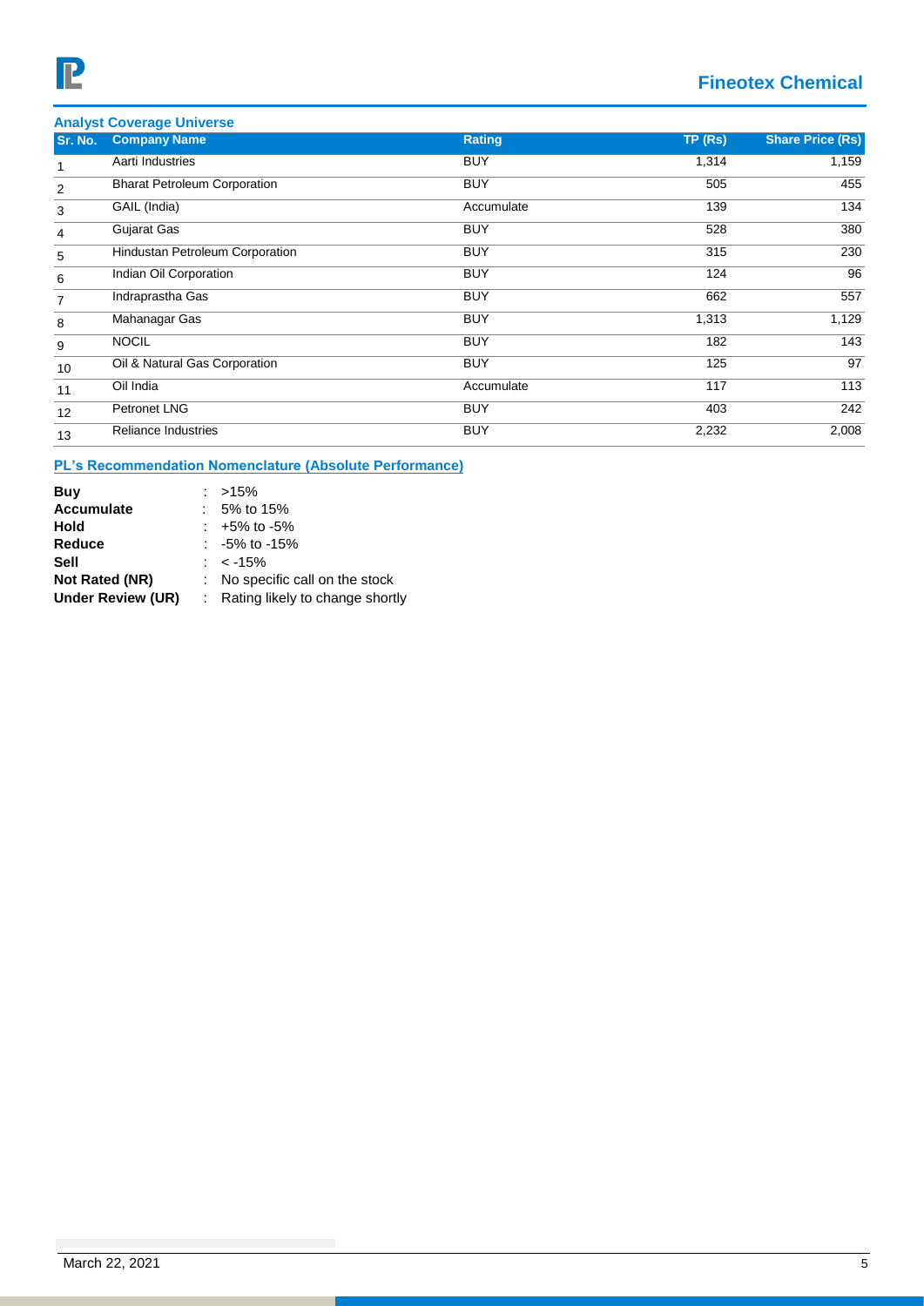## Analyst Coverage Universe

| Sr. No. | Company Name | Rating | TP (Rs) | Share Price (Rs) |
|---|---|---|---|---|
| 1 | Aarti Industries | BUY | 1,314 | 1,159 |
| 2 | Bharat Petroleum Corporation | BUY | 505 | 455 |
| 3 | GAIL (India) | Accumulate | 139 | 134 |
| 4 | Gujarat Gas | BUY | 528 | 380 |
| 5 | Hindustan Petroleum Corporation | BUY | 315 | 230 |
| 6 | Indian Oil Corporation | BUY | 124 | 96 |
| 7 | Indraprastha Gas | BUY | 662 | 557 |
| 8 | Mahanagar Gas | BUY | 1,313 | 1,129 |
| 9 | NOCIL | BUY | 182 | 143 |
| 10 | Oil & Natural Gas Corporation | BUY | 125 | 97 |
| 11 | Oil India | Accumulate | 117 | 113 |
| 12 | Petronet LNG | BUY | 403 | 242 |
| 13 | Reliance Industries | BUY | 2,232 | 2,008 |

## PL's Recommendation Nomenclature (Absolute Performance)

**Buy** : >15%
**Accumulate** : 5% to 15%
**Hold** : +5% to -5%
**Reduce** : -5% to -15%
**Sell** : < -15%
**Not Rated (NR)** : No specific call on the stock
**Under Review (UR)** : Rating likely to change shortly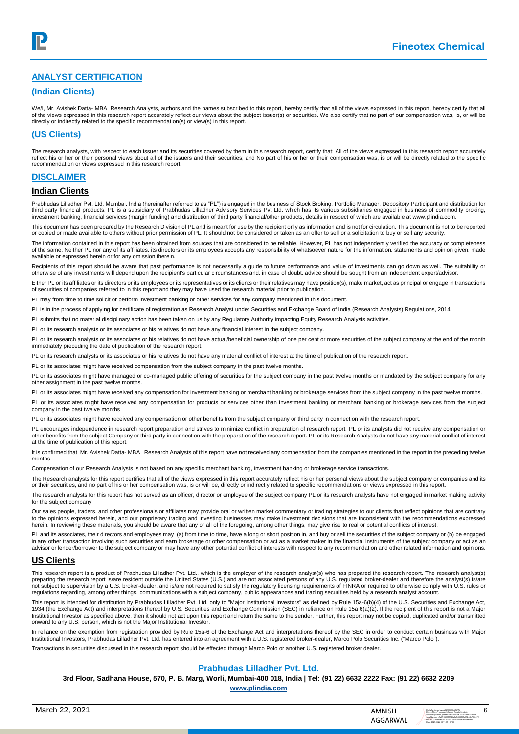## ANALYST CERTIFICATION

### (Indian Clients)

We/I, Mr. Avishek Datta- MBA Research Analysts, authors and the names subscribed to this report, hereby certify that all of the views expressed in this report, hereby certify that all of the views expressed in this research report accurately reflect our views about the subject issuer(s) or securities. We also certify that no part of our compensation was, is, or will be directly or indirectly related to the specific recommendation(s) or view(s) in this report.

### (US Clients)

The research analysts, with respect to each issuer and its securities covered by them in this research report, certify that: All of the views expressed in this research report accurately reflect his or her or their personal views about all of the issuers and their securities; and No part of his or her or their compensation was, is or will be directly related to the specific recommendation or views expressed in this research report.

## DISCLAIMER

### Indian Clients

Prabhudas Lilladher Pvt. Ltd, Mumbai, India (hereinafter referred to as "PL") is engaged in the business of Stock Broking, Portfolio Manager, Depository Participant and distribution for third party financial products. PL is a subsidiary of Prabhudas Lilladher Advisory Services Pvt Ltd. which has its various subsidiaries engaged in business of commodity broking, investment banking, financial services (margin funding) and distribution of third party financial/other products, details in respect of which are available at www.plindia.com.

This document has been prepared by the Research Division of PL and is meant for use by the recipient only as information and is not for circulation. This document is not to be reported or copied or made available to others without prior permission of PL. It should not be considered or taken as an offer to sell or a solicitation to buy or sell any security.

The information contained in this report has been obtained from sources that are considered to be reliable. However, PL has not independently verified the accuracy or completeness of the same. Neither PL nor any of its affiliates, its directors or its employees accepts any responsibility of whatsoever nature for the information, statements and opinion given, made available or expressed herein or for any omission therein.

Recipients of this report should be aware that past performance is not necessarily a guide to future performance and value of investments can go down as well. The suitability or otherwise of any investments will depend upon the recipient's particular circumstances and, in case of doubt, advice should be sought from an independent expert/advisor.

Either PL or its affiliates or its directors or its employees or its representatives or its clients or their relatives may have position(s), make market, act as principal or engage in transactions of securities of companies referred to in this report and they may have used the research material prior to publication.

PL may from time to time solicit or perform investment banking or other services for any company mentioned in this document.

PL is in the process of applying for certificate of registration as Research Analyst under Securities and Exchange Board of India (Research Analysts) Regulations, 2014

PL submits that no material disciplinary action has been taken on us by any Regulatory Authority impacting Equity Research Analysis activities.

PL or its research analysts or its associates or his relatives do not have any financial interest in the subject company.

PL or its research analysts or its associates or his relatives do not have actual/beneficial ownership of one per cent or more securities of the subject company at the end of the month immediately preceding the date of publication of the research report.

PL or its research analysts or its associates or his relatives do not have any material conflict of interest at the time of publication of the research report.

PL or its associates might have received compensation from the subject company in the past twelve months.

PL or its associates might have managed or co-managed public offering of securities for the subject company in the past twelve months or mandated by the subject company for any other assignment in the past twelve months.

PL or its associates might have received any compensation for investment banking or merchant banking or brokerage services from the subject company in the past twelve months.

PL or its associates might have received any compensation for products or services other than investment banking or merchant banking or brokerage services from the subject company in the past twelve months

PL or its associates might have received any compensation or other benefits from the subject company or third party in connection with the research report.

PL encourages independence in research report preparation and strives to minimize conflict in preparation of research report. PL or its analysts did not receive any compensation or other benefits from the subject Company or third party in connection with the preparation of the research report. PL or its Research Analysts do not have any material conflict of interest at the time of publication of this report.

It is confirmed that Mr. Avishek Datta- MBA Research Analysts of this report have not received any compensation from the companies mentioned in the report in the preceding twelve months

Compensation of our Research Analysts is not based on any specific merchant banking, investment banking or brokerage service transactions.

The Research analysts for this report certifies that all of the views expressed in this report accurately reflect his or her personal views about the subject company or companies and its or their securities, and no part of his or her compensation was, is or will be, directly or indirectly related to specific recommendations or views expressed in this report.

The research analysts for this report has not served as an officer, director or employee of the subject company PL or its research analysts have not engaged in market making activity for the subject company

Our sales people, traders, and other professionals or affiliates may provide oral or written market commentary or trading strategies to our clients that reflect opinions that are contrary to the opinions expressed herein, and our proprietary trading and investing businesses may make investment decisions that are inconsistent with the recommendations expressed herein. In reviewing these materials, you should be aware that any or all of the foregoing, among other things, may give rise to real or potential conflicts of interest.

PL and its associates, their directors and employees may (a) from time to time, have a long or short position in, and buy or sell the securities of the subject company or (b) be engaged in any other transaction involving such securities and earn brokerage or other compensation or act as a market maker in the financial instruments of the subject company or act as an advisor or lender/borrower to the subject company or may have any other potential conflict of interests with respect to any recommendation and other related information and opinions.

### US Clients

This research report is a product of Prabhudas Lilladher Pvt. Ltd., which is the employer of the research analyst(s) who has prepared the research report. The research analyst(s) preparing the research report is/are resident outside the United States (U.S.) and are not associated persons of any U.S. regulated broker-dealer and therefore the analyst(s) is/are not subject to supervision by a U.S. broker-dealer, and is/are not required to satisfy the regulatory licensing requirements of FINRA or required to otherwise comply with U.S. rules or regulations regarding, among other things, communications with a subject company, public appearances and trading securities held by a research analyst account.

This report is intended for distribution by Prabhudas Lilladher Pvt. Ltd. only to "Major Institutional Investors" as defined by Rule 15a-6(b)(4) of the U.S. Securities and Exchange Act, 1934 (the Exchange Act) and interpretations thereof by U.S. Securities and Exchange Commission (SEC) in reliance on Rule 15a 6(a)(2). If the recipient of this report is not a Major Institutional Investor as specified above, then it should not act upon this report and return the same to the sender. Further, this report may not be copied, duplicated and/or transmitted onward to any U.S. person, which is not the Major Institutional Investor.

In reliance on the exemption from registration provided by Rule 15a-6 of the Exchange Act and interpretations thereof by the SEC in order to conduct certain business with Major Institutional Investors, Prabhudas Lilladher Pvt. Ltd. has entered into an agreement with a U.S. registered broker-dealer, Marco Polo Securities Inc. ("Marco Polo").

Transactions in securities discussed in this research report should be effected through Marco Polo or another U.S. registered broker dealer.

**Prabhudas Lilladher Pvt. Ltd.**

**3rd Floor, Sadhana House, 570, P. B. Marg, Worli, Mumbai-400 018, India | Tel: (91 22) 6632 2222 Fax: (91 22) 6632 2209**

**www.plindia.com**